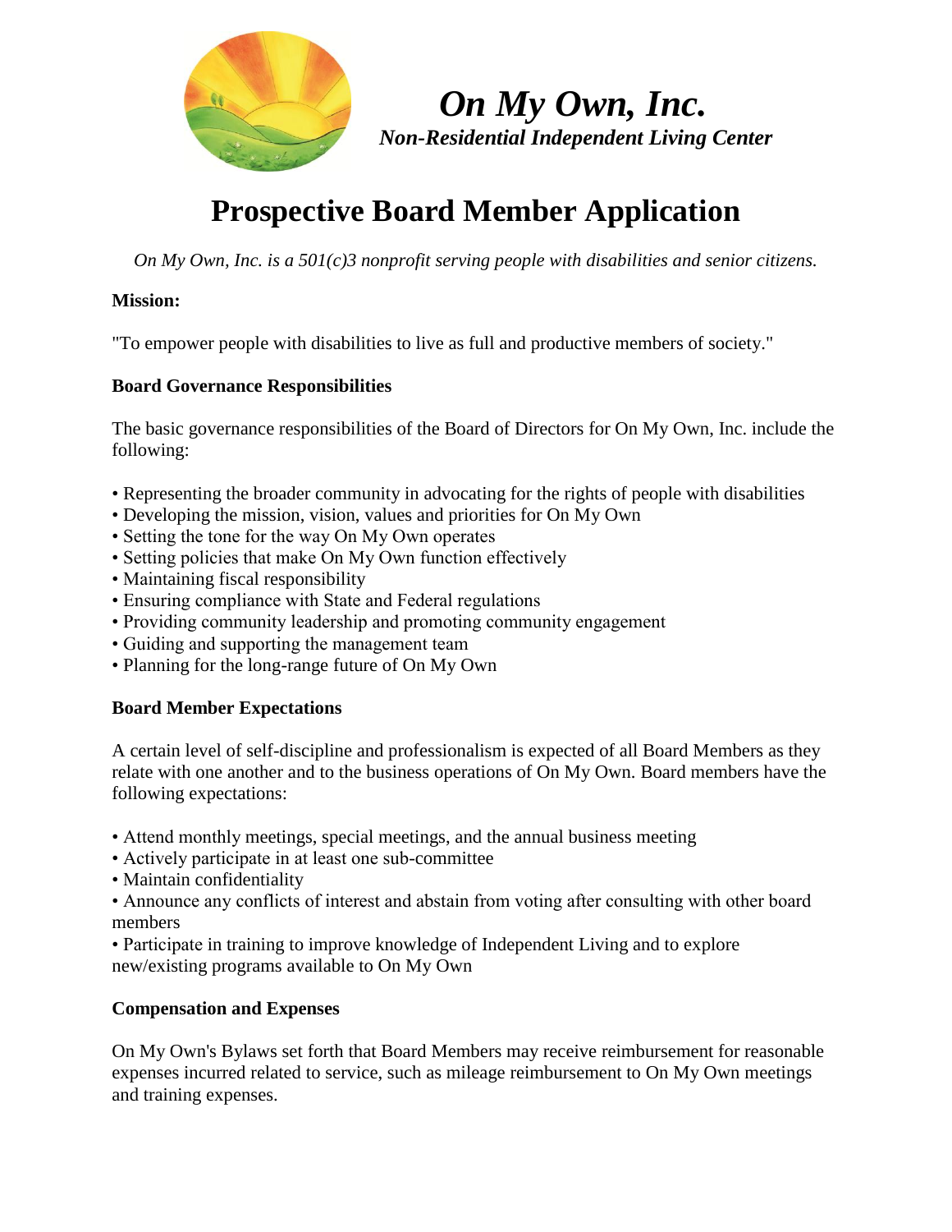# *On My Own, Inc.*

***Non-Residential Independent Living Center***

## Prospective Board Member Application

*On My Own, Inc. is a 501(c)3 nonprofit serving people with disabilities and senior citizens.*

**Mission:**

"To empower people with disabilities to live as full and productive members of society."

**Board Governance Responsibilities**

The basic governance responsibilities of the Board of Directors for On My Own, Inc. include the following:

- Representing the broader community in advocating for the rights of people with disabilities
- Developing the mission, vision, values and priorities for On My Own
- Setting the tone for the way On My Own operates
- Setting policies that make On My Own function effectively
- Maintaining fiscal responsibility
- Ensuring compliance with State and Federal regulations
- Providing community leadership and promoting community engagement
- Guiding and supporting the management team
- Planning for the long-range future of On My Own

**Board Member Expectations**

A certain level of self-discipline and professionalism is expected of all Board Members as they relate with one another and to the business operations of On My Own. Board members have the following expectations:

- Attend monthly meetings, special meetings, and the annual business meeting
- Actively participate in at least one sub-committee
- Maintain confidentiality
- Announce any conflicts of interest and abstain from voting after consulting with other board members
- Participate in training to improve knowledge of Independent Living and to explore new/existing programs available to On My Own

**Compensation and Expenses**

On My Own's Bylaws set forth that Board Members may receive reimbursement for reasonable expenses incurred related to service, such as mileage reimbursement to On My Own meetings and training expenses.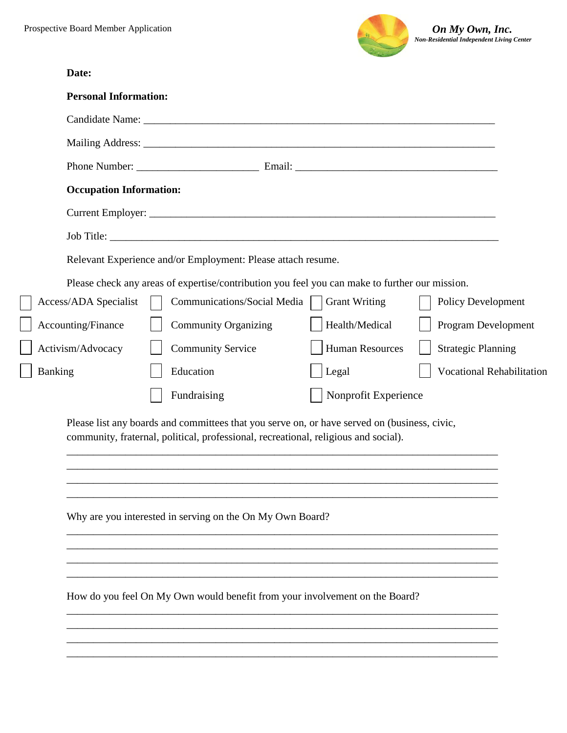**Date:**

**Personal Information:**

Candidate Name: ___________________________________________________________________

Mailing Address: ___________________________________________________________________

Phone Number: ______________________ Email: _____________________________________

**Occupation Information:**

Current Employer: __________________________________________________________________

Job Title: _________________________________________________________________________

Relevant Experience and/or Employment: Please attach resume.

Please check any areas of expertise/contribution you feel you can make to further our mission.

| | | | |
|---|---|---|---|
| ☐ Access/ADA Specialist | ☐ Communications/Social Media | ☐ Grant Writing | ☐ Policy Development |
| ☐ Accounting/Finance | ☐ Community Organizing | ☐ Health/Medical | ☐ Program Development |
| ☐ Activism/Advocacy | ☐ Community Service | ☐ Human Resources | ☐ Strategic Planning |
| ☐ Banking | ☐ Education | ☐ Legal | ☐ Vocational Rehabilitation |
| | ☐ Fundraising | ☐ Nonprofit Experience | |

Please list any boards and committees that you serve on, or have served on (business, civic, community, fraternal, political, professional, recreational, religious and social).

_____________________________________________________________________________

_____________________________________________________________________________

_____________________________________________________________________________

_____________________________________________________________________________

Why are you interested in serving on the On My Own Board?

_____________________________________________________________________________

_____________________________________________________________________________

_____________________________________________________________________________

_____________________________________________________________________________

How do you feel On My Own would benefit from your involvement on the Board?

_____________________________________________________________________________

_____________________________________________________________________________

_____________________________________________________________________________

_____________________________________________________________________________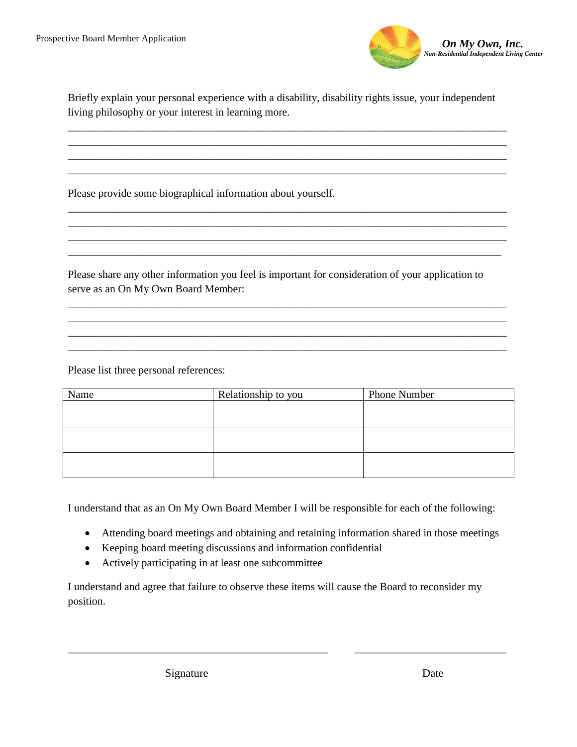Briefly explain your personal experience with a disability, disability rights issue, your independent living philosophy or your interest in learning more.

________________________________________________________________________________
________________________________________________________________________________
________________________________________________________________________________
________________________________________________________________________________

Please provide some biographical information about yourself.

________________________________________________________________________________
________________________________________________________________________________
________________________________________________________________________________
________________________________________________________________________________

Please share any other information you feel is important for consideration of your application to serve as an On My Own Board Member:

________________________________________________________________________________
________________________________________________________________________________
________________________________________________________________________________
________________________________________________________________________________

Please list three personal references:

| Name | Relationship to you | Phone Number |
| --- | --- | --- |
| | | |
| | | |
| | | |

I understand that as an On My Own Board Member I will be responsible for each of the following:

- Attending board meetings and obtaining and retaining information shared in those meetings
- Keeping board meeting discussions and information confidential
- Actively participating in at least one subcommittee

I understand and agree that failure to observe these items will cause the Board to reconsider my position.

________________________________________________ ____________________________

Signature Date